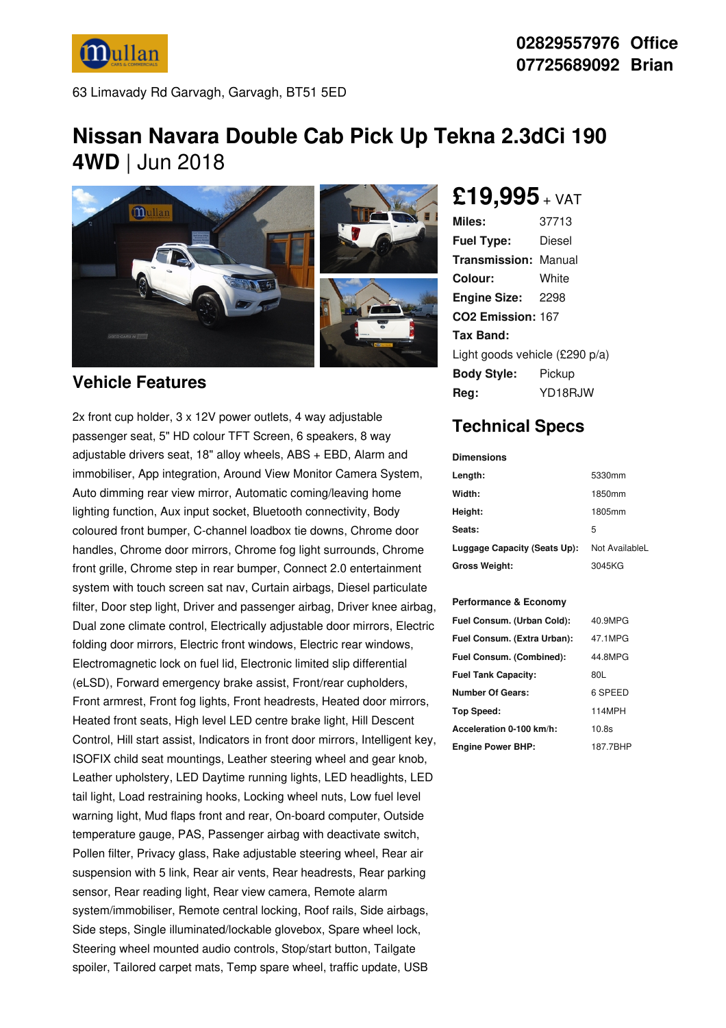Mullan

02829557976 Office
07725689092 Brian

63 Limavady Rd Garvagh, Garvagh, BT51 5ED

# Nissan Navara Double Cab Pick Up Tekna 2.3dCi 190 4WD | Jun 2018

## £19,995 + VAT

| | |
|---|---|
| **Miles:** | 37713 |
| **Fuel Type:** | Diesel |
| **Transmission:** | Manual |
| **Colour:** | White |
| **Engine Size:** | 2298 |
| **CO2 Emission:** | 167 |
| **Tax Band:** | Light goods vehicle (£290 p/a) |
| **Body Style:** | Pickup |
| **Reg:** | YD18RJW |

## Vehicle Features

2x front cup holder, 3 x 12V power outlets, 4 way adjustable passenger seat, 5" HD colour TFT Screen, 6 speakers, 8 way adjustable drivers seat, 18" alloy wheels, ABS + EBD, Alarm and immobiliser, App integration, Around View Monitor Camera System, Auto dimming rear view mirror, Automatic coming/leaving home lighting function, Aux input socket, Bluetooth connectivity, Body coloured front bumper, C-channel loadbox tie downs, Chrome door handles, Chrome door mirrors, Chrome fog light surrounds, Chrome front grille, Chrome step in rear bumper, Connect 2.0 entertainment system with touch screen sat nav, Curtain airbags, Diesel particulate filter, Door step light, Driver and passenger airbag, Driver knee airbag, Dual zone climate control, Electrically adjustable door mirrors, Electric folding door mirrors, Electric front windows, Electric rear windows, Electromagnetic lock on fuel lid, Electronic limited slip differential (eLSD), Forward emergency brake assist, Front/rear cupholders, Front armrest, Front fog lights, Front headrests, Heated door mirrors, Heated front seats, High level LED centre brake light, Hill Descent Control, Hill start assist, Indicators in front door mirrors, Intelligent key, ISOFIX child seat mountings, Leather steering wheel and gear knob, Leather upholstery, LED Daytime running lights, LED headlights, LED tail light, Load restraining hooks, Locking wheel nuts, Low fuel level warning light, Mud flaps front and rear, On-board computer, Outside temperature gauge, PAS, Passenger airbag with deactivate switch, Pollen filter, Privacy glass, Rake adjustable steering wheel, Rear air suspension with 5 link, Rear air vents, Rear headrests, Rear parking sensor, Rear reading light, Rear view camera, Remote alarm system/immobiliser, Remote central locking, Roof rails, Side airbags, Side steps, Single illuminated/lockable glovebox, Spare wheel lock, Steering wheel mounted audio controls, Stop/start button, Tailgate spoiler, Tailored carpet mats, Temp spare wheel, traffic update, USB

## Technical Specs

**Dimensions**

| | |
|---|---|
| **Length:** | 5330mm |
| **Width:** | 1850mm |
| **Height:** | 1805mm |
| **Seats:** | 5 |
| **Luggage Capacity (Seats Up):** | Not AvailableL |
| **Gross Weight:** | 3045KG |

**Performance & Economy**

| | |
|---|---|
| **Fuel Consum. (Urban Cold):** | 40.9MPG |
| **Fuel Consum. (Extra Urban):** | 47.1MPG |
| **Fuel Consum. (Combined):** | 44.8MPG |
| **Fuel Tank Capacity:** | 80L |
| **Number Of Gears:** | 6 SPEED |
| **Top Speed:** | 114MPH |
| **Acceleration 0-100 km/h:** | 10.8s |
| **Engine Power BHP:** | 187.7BHP |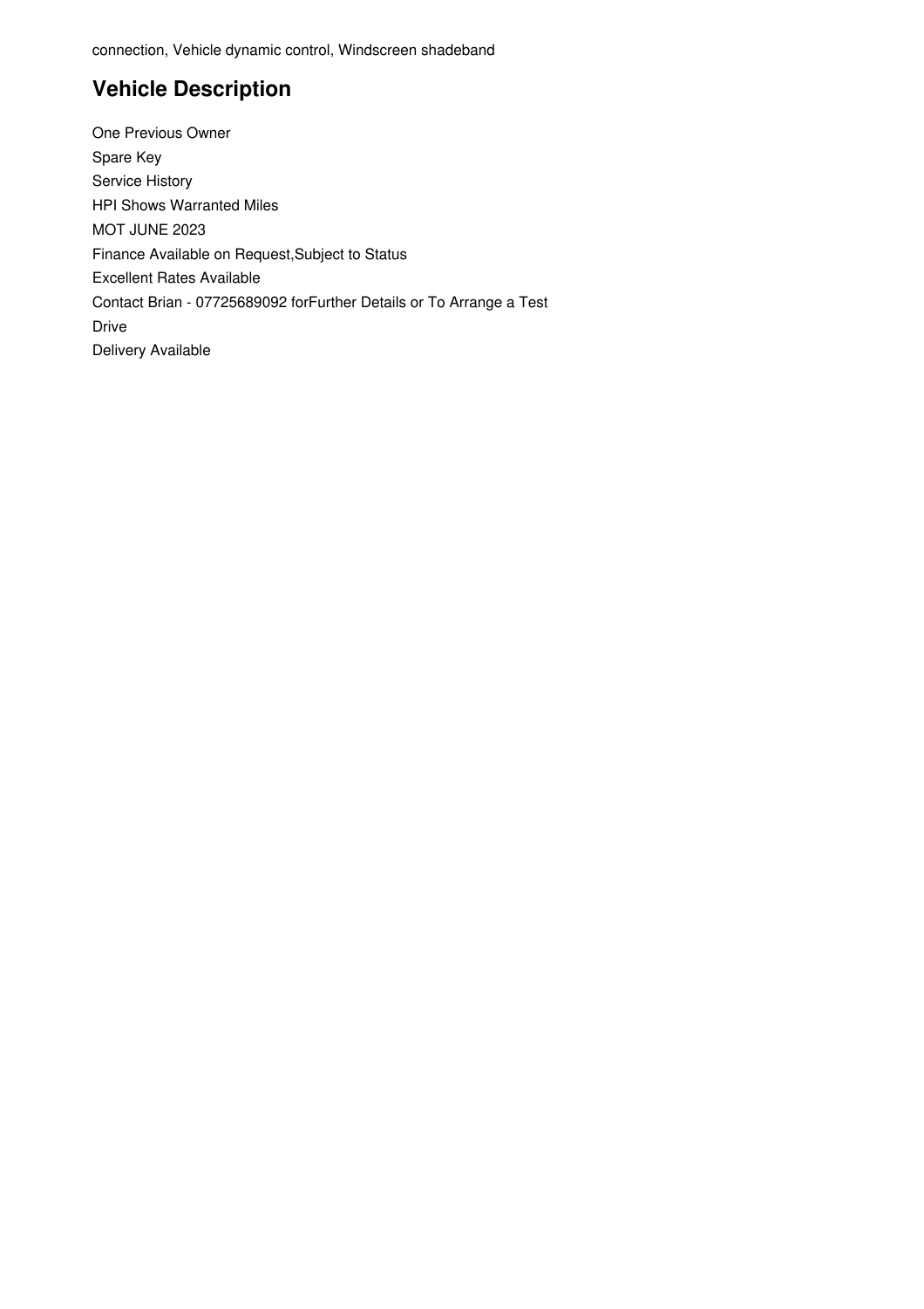connection, Vehicle dynamic control, Windscreen shadeband

## Vehicle Description

One Previous Owner

Spare Key

Service History

HPI Shows Warranted Miles

MOT JUNE 2023

Finance Available on Request,Subject to Status

Excellent Rates Available

Contact Brian - 07725689092 forFurther Details or To Arrange a Test

Drive

Delivery Available